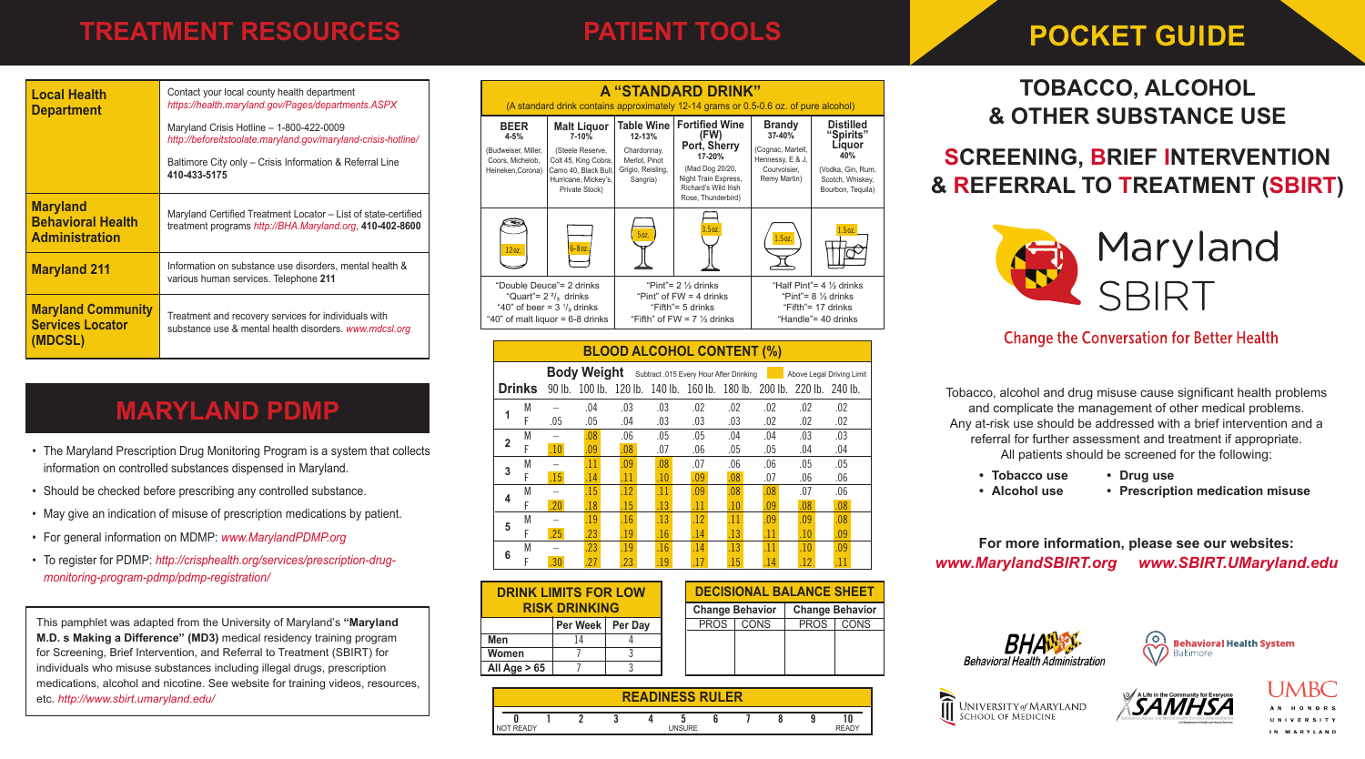## TREATMENT RESOURCES

| | |
|---|---|
| **Local Health Department** | Contact your local county health department *https://health.maryland.gov/Pages/departments.ASPX*<br>Maryland Crisis Hotline – 1-800-422-0009 *http://beforeitstoolate.maryland.gov/maryland-crisis-hotline/*<br>Baltimore City only – Crisis Information & Referral Line **410-433-5175** |
| **Maryland Behavioral Health Administration** | Maryland Certified Treatment Locator – List of state-certified treatment programs *http://BHA.Maryland.org*, **410-402-8600** |
| **Maryland 211** | Information on substance use disorders, mental health & various human services. Telephone **211** |
| **Maryland Community Services Locator (MDCSL)** | Treatment and recovery services for individuals with substance use & mental health disorders. *www.mdcsl.org* |

## MARYLAND PDMP

- The Maryland Prescription Drug Monitoring Program is a system that collects information on controlled substances dispensed in Maryland.
- Should be checked before prescribing any controlled substance.
- May give an indication of misuse of prescription medications by patient.
- For general information on MDMP: *www.MarylandPDMP.org*
- To register for PDMP: *http://crisphealth.org/services/prescription-drug-monitoring-program-pdmp/pdmp-registration/*

This pamphlet was adapted from the University of Maryland's **"Maryland M.D. s Making a Difference" (MD3)** medical residency training program for Screening, Brief Intervention, and Referral to Treatment (SBIRT) for individuals who misuse substances including illegal drugs, prescription medications, alcohol and nicotine. See website for training videos, resources, etc. *http://www.sbirt.umaryland.edu/*

## PATIENT TOOLS

### A "STANDARD DRINK"

(A standard drink contains approximately 12-14 grams or 0.5-0.6 oz. of pure alcohol)

| BEER 4-5% | Malt Liquor 7-10% | Table Wine 12-13% | Fortified Wine (FW) Port, Sherry 17-20% | Brandy 37-40% | Distilled "Spirits" Liquor 40% |
|---|---|---|---|---|---|
| (Budweiser, Miller, Coors, Michelob, Heineken, Corona) | (Steele Reserve, Colt 45, King Cobra, Camo 40, Black Bull, Hurricane, Mickey's, Private Stock) | Chardonnay, Merlot, Pinot Grigio, Reisling, Sangria) | (Mad Dog 20/20, Night Train Express, Richard's Wild Irish Rose, Thunderbird) | (Cognac, Martell, Hennessy, E & J, Courvoisier, Remy Martin) | (Vodka, Gin, Rum, Scotch, Whiskey, Bourbon, Tequila) |
| 12oz. | 6-8oz. | 5oz. | 3.5oz. | 1.5oz. | 1.5oz. |
| "Double Deuce"= 2 drinks<br>"Quart"= 2 ²/₃ drinks<br>"40" of beer = 3 ¹/₃ drinks<br>"40" of malt liquor = 6-8 drinks | | "Pint"= 2 ½ drinks<br>"Pint" of FW = 4 drinks<br>"Fifth"= 5 drinks<br>"Fifth" of FW = 7 ⅓ drinks | | "Half Pint"= 4 ½ drinks<br>"Pint"= 8 ½ drinks<br>"Fifth"= 17 drinks<br>"Handle"= 40 drinks | |

### BLOOD ALCOHOL CONTENT (%)

Body Weight — Subtract .015 Every Hour After Drinking — (highlighted) Above Legal Driving Limit

| Drinks | | 90 lb. | 100 lb. | 120 lb. | 140 lb. | 160 lb. | 180 lb. | 200 lb. | 220 lb. | 240 lb. |
|---|---|---|---|---|---|---|---|---|---|---|
| 1 | M | – | .04 | .03 | .03 | .02 | .02 | .02 | .02 | .02 |
| | F | .05 | .05 | .04 | .03 | .03 | .03 | .02 | .02 | .02 |
| 2 | M | – | .08 | .06 | .05 | .05 | .04 | .04 | .03 | .03 |
| | F | .10 | .09 | .08 | .07 | .06 | .05 | .05 | .04 | .04 |
| 3 | M | – | .11 | .09 | .08 | .07 | .06 | .06 | .05 | .05 |
| | F | .15 | .14 | .11 | .10 | .09 | .08 | .07 | .06 | .06 |
| 4 | M | – | .15 | .12 | .11 | .09 | .08 | .08 | .07 | .06 |
| | F | .20 | .18 | .15 | .13 | .11 | .10 | .09 | .08 | .08 |
| 5 | M | – | .19 | .16 | .13 | .12 | .11 | .09 | .09 | .08 |
| | F | .25 | .23 | .19 | .16 | .14 | .13 | .11 | .10 | .09 |
| 6 | M | – | .23 | .19 | .16 | .14 | .13 | .11 | .10 | .09 |
| | F | .30 | .27 | .23 | .19 | .17 | .15 | .14 | .12 | .11 |

### DRINK LIMITS FOR LOW RISK DRINKING

| | Per Week | Per Day |
|---|---|---|
| **Men** | 14 | 4 |
| **Women** | 7 | 3 |
| **All Age > 65** | 7 | 3 |

### DECISIONAL BALANCE SHEET

| Change Behavior | | Change Behavior | |
|---|---|---|---|
| PROS | CONS | PROS | CONS |
| | | | |

### READINESS RULER

| 0 | 1 | 2 | 3 | 4 | 5 | 6 | 7 | 8 | 9 | 10 |
|---|---|---|---|---|---|---|---|---|---|---|
| NOT READY | | | | | UNSURE | | | | | READY |

## POCKET GUIDE

# TOBACCO, ALCOHOL & OTHER SUBSTANCE USE

# SCREENING, BRIEF INTERVENTION & REFERRAL TO TREATMENT (SBIRT)

Maryland SBIRT

Change the Conversation for Better Health

Tobacco, alcohol and drug misuse cause significant health problems and complicate the management of other medical problems. Any at-risk use should be addressed with a brief intervention and a referral for further assessment and treatment if appropriate. All patients should be screened for the following:

- **Tobacco use**
- **Alcohol use**
- **Drug use**
- **Prescription medication misuse**

**For more information, please see our websites:**
***www.MarylandSBIRT.org*** ***www.SBIRT.UMaryland.edu***

BHA Behavioral Health Administration · Behavioral Health System Baltimore · University of Maryland School of Medicine · SAMHSA · UMBC An Honors University in Maryland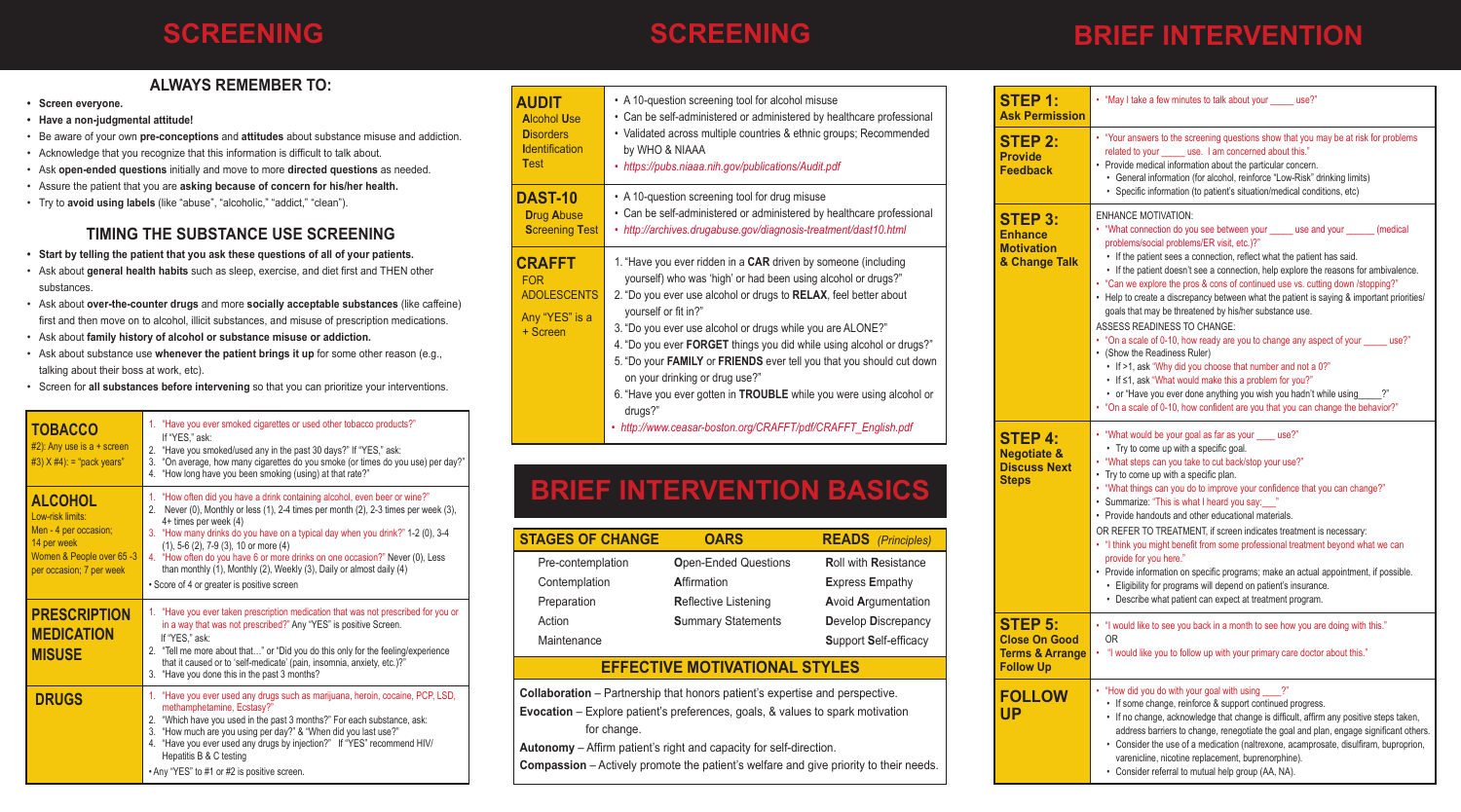# SCREENING

## ALWAYS REMEMBER TO:

- **Screen everyone.**
- **Have a non-judgmental attitude!**
- Be aware of your own **pre-conceptions** and **attitudes** about substance misuse and addiction.
- Acknowledge that you recognize that this information is difficult to talk about.
- Ask **open-ended questions** initially and move to more **directed questions** as needed.
- Assure the patient that you are **asking because of concern for his/her health.**
- Try to **avoid using labels** (like "abuse", "alcoholic," "addict," "clean").

## TIMING THE SUBSTANCE USE SCREENING

- **Start by telling the patient that you ask these questions of all of your patients.**
- Ask about **general health habits** such as sleep, exercise, and diet first and THEN other substances.
- Ask about **over-the-counter drugs** and more **socially acceptable substances** (like caffeine) first and then move on to alcohol, illicit substances, and misuse of prescription medications.
- Ask about **family history of alcohol or substance misuse or addiction.**
- Ask about substance use **whenever the patient brings it up** for some other reason (e.g., talking about their boss at work, etc).
- Screen for **all substances before intervening** so that you can prioritize your interventions.

| | |
|---|---|
| **TOBACCO**<br>#2): Any use is a + screen<br>#3) X #4): = "pack years" | 1. "Have you ever smoked cigarettes or used other tobacco products?"<br>If "YES," ask:<br>2. "Have you smoked/used any in the past 30 days?" If "YES," ask:<br>3. "On average, how many cigarettes do you smoke (or times do you use) per day?"<br>4. "How long have you been smoking (using) at that rate?" |
| **ALCOHOL**<br>Low-risk limits:<br>Men - 4 per occasion; 14 per week<br>Women & People over 65 -3 per occasion; 7 per week | 1. "How often did you have a drink containing alcohol, even beer or wine?"<br>2. Never (0), Monthly or less (1), 2-4 times per month (2), 2-3 times per week (3), 4+ times per week (4)<br>3. "How many drinks do you have on a typical day when you drink?" 1-2 (0), 3-4 (1), 5-6 (2), 7-9 (3), 10 or more (4)<br>4. "How often do you have 6 or more drinks on one occasion?" Never (0), Less than monthly (1), Monthly (2), Weekly (3), Daily or almost daily (4)<br>• Score of 4 or greater is positive screen |
| **PRESCRIPTION MEDICATION MISUSE** | 1. "Have you ever taken prescription medication that was not prescribed for you or in a way that was not prescribed?" Any "YES" is positive Screen.<br>If "YES," ask:<br>2. "Tell me more about that..." or "Did you do this only for the feeling/experience that it caused or to 'self-medicate' (pain, insomnia, anxiety, etc.)?"<br>3. "Have you done this in the past 3 months?" |
| **DRUGS** | 1. "Have you ever used any drugs such as marijuana, heroin, cocaine, PCP, LSD, methamphetamine, Ecstasy?"<br>2. "Which have you used in the past 3 months?" For each substance, ask:<br>3. "How much are you using per day?" & "When did you last use?"<br>4. "Have you ever used any drugs by injection?" If "YES" recommend HIV/ Hepatitis B & C testing<br>• Any "YES" to #1 or #2 is positive screen. |

# SCREENING

| | |
|---|---|
| **AUDIT**<br>**A**lcohol **U**se **D**isorders **I**dentification **T**est | • A 10-question screening tool for alcohol misuse<br>• Can be self-administered or administered by healthcare professional<br>• Validated across multiple countries & ethnic groups; Recommended by WHO & NIAAA<br>• *https://pubs.niaaa.nih.gov/publications/Audit.pdf* |
| **DAST-10**<br>**D**rug **A**buse **S**creening **T**est | • A 10-question screening tool for drug misuse<br>• Can be self-administered or administered by healthcare professional<br>• *http://archives.drugabuse.gov/diagnosis-treatment/dast10.html* |
| **CRAFFT**<br>FOR ADOLESCENTS<br>Any "YES" is a + Screen | 1. "Have you ever ridden in a **CAR** driven by someone (including yourself) who was 'high' or had been using alcohol or drugs?"<br>2. "Do you ever use alcohol or drugs to **RELAX**, feel better about yourself or fit in?"<br>3. "Do you ever use alcohol or drugs while you are ALONE?"<br>4. "Do you ever **FORGET** things you did while using alcohol or drugs?"<br>5. "Do your **FAMILY** or **FRIENDS** ever tell you that you should cut down on your drinking or drug use?"<br>6. "Have you ever gotten in **TROUBLE** while you were using alcohol or drugs?"<br>• *http://www.ceasar-boston.org/CRAFFT/pdf/CRAFFT_English.pdf* |

# BRIEF INTERVENTION BASICS

| STAGES OF CHANGE | OARS | READS *(Principles)* |
|---|---|---|
| Pre-contemplation | **O**pen-Ended Questions | **R**oll with **R**esistance |
| Contemplation | **A**ffirmation | **E**xpress **E**mpathy |
| Preparation | **R**eflective Listening | **A**void **A**rgumentation |
| Action | **S**ummary Statements | **D**evelop **D**iscrepancy |
| Maintenance | | **S**upport **S**elf-efficacy |

## EFFECTIVE MOTIVATIONAL STYLES

**Collaboration** – Partnership that honors patient's expertise and perspective.

**Evocation** – Explore patient's preferences, goals, & values to spark motivation for change.

**Autonomy** – Affirm patient's right and capacity for self-direction.

**Compassion** – Actively promote the patient's welfare and give priority to their needs.

# BRIEF INTERVENTION

| | |
|---|---|
| **STEP 1: Ask Permission** | • "May I take a few minutes to talk about your _____ use?" |
| **STEP 2: Provide Feedback** | • "Your answers to the screening questions show that you may be at risk for problems related to your _____ use. I am concerned about this."<br>• Provide medical information about the particular concern.<br>  • General information (for alcohol, reinforce "Low-Risk" drinking limits)<br>  • Specific information (to patient's situation/medical conditions, etc) |
| **STEP 3: Enhance Motivation & Change Talk** | ENHANCE MOTIVATION:<br>• "What connection do you see between your _____ use and your _____ (medical problems/social problems/ER visit, etc.)?"<br>  • If the patient sees a connection, reflect what the patient has said.<br>  • If the patient doesn't see a connection, help explore the reasons for ambivalence.<br>• "Can we explore the pros & cons of continued use vs. cutting down /stopping?"<br>• Help to create a discrepancy between what the patient is saying & important priorities/ goals that may be threatened by his/her substance use.<br>ASSESS READINESS TO CHANGE:<br>• "On a scale of 0-10, how ready are you to change any aspect of your _____ use?"<br>• (Show the Readiness Ruler)<br>  • If >1, ask "Why did you choose that number and not a 0?"<br>  • If ≤1, ask "What would make this a problem for you?"<br>  • or "Have you ever done anything you wish you hadn't while using_____?"<br>• "On a scale of 0-10, how confident are you that you can change the behavior?" |
| **STEP 4: Negotiate & Discuss Next Steps** | • "What would be your goal as far as your ____ use?"<br>  • Try to come up with a specific goal.<br>• "What steps can you take to cut back/stop your use?"<br>• Try to come up with a specific plan.<br>• "What things can you do to improve your confidence that you can change?"<br>• Summarize: "This is what I heard you say:___"<br>• Provide handouts and other educational materials.<br>OR REFER TO TREATMENT, if screen indicates treatment is necessary:<br>• "I think you might benefit from some professional treatment beyond what we can provide for you here."<br>• Provide information on specific programs; make an actual appointment, if possible.<br>  • Eligibility for programs will depend on patient's insurance.<br>  • Describe what patient can expect at treatment program. |
| **STEP 5: Close On Good Terms & Arrange Follow Up** | • "I would like to see you back in a month to see how you are doing with this."<br>OR<br>• "I would like you to follow up with your primary care doctor about this." |
| **FOLLOW UP** | • "How did you do with your goal with using ____?"<br>  • If some change, reinforce & support continued progress.<br>  • If no change, acknowledge that change is difficult, affirm any positive steps taken, address barriers to change, renegotiate the goal and plan, engage significant others.<br>  • Consider the use of a medication (naltrexone, acamprosate, disulfiram, buproprion, varenicline, nicotine replacement, buprenorphine).<br>  • Consider referral to mutual help group (AA, NA). |